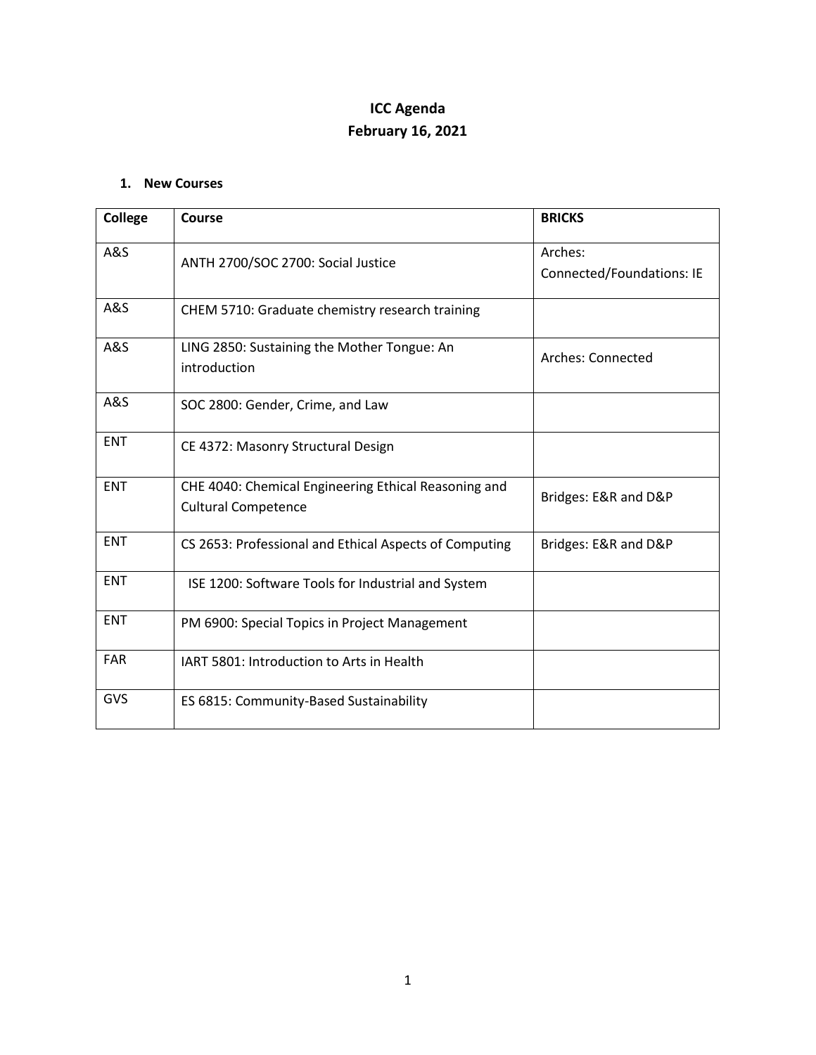# ICC Agenda
# February 16, 2021

## 1. New Courses

| College | Course | BRICKS |
|---|---|---|
| A&S | ANTH 2700/SOC 2700: Social Justice | Arches: Connected/Foundations: IE |
| A&S | CHEM 5710: Graduate chemistry research training | |
| A&S | LING 2850: Sustaining the Mother Tongue: An introduction | Arches: Connected |
| A&S | SOC 2800: Gender, Crime, and Law | |
| ENT | CE 4372: Masonry Structural Design | |
| ENT | CHE 4040: Chemical Engineering Ethical Reasoning and Cultural Competence | Bridges: E&R and D&P |
| ENT | CS 2653: Professional and Ethical Aspects of Computing | Bridges: E&R and D&P |
| ENT | ISE 1200: Software Tools for Industrial and System | |
| ENT | PM 6900: Special Topics in Project Management | |
| FAR | IART 5801: Introduction to Arts in Health | |
| GVS | ES 6815: Community-Based Sustainability | |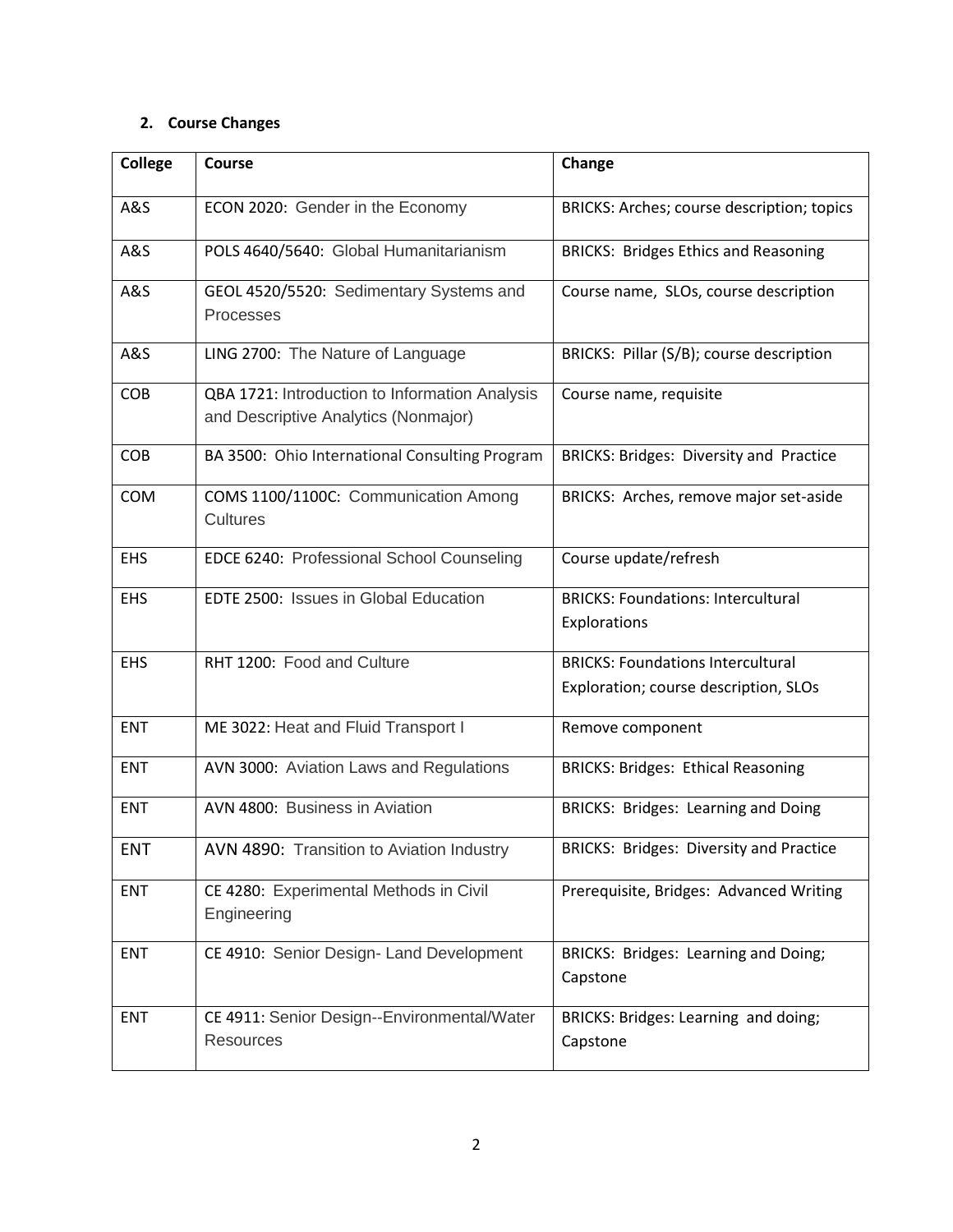## 2. Course Changes

| College | Course | Change |
|---|---|---|
| A&S | ECON 2020: Gender in the Economy | BRICKS: Arches; course description; topics |
| A&S | POLS 4640/5640: Global Humanitarianism | BRICKS: Bridges Ethics and Reasoning |
| A&S | GEOL 4520/5520: Sedimentary Systems and Processes | Course name, SLOs, course description |
| A&S | LING 2700: The Nature of Language | BRICKS: Pillar (S/B); course description |
| COB | QBA 1721: Introduction to Information Analysis and Descriptive Analytics (Nonmajor) | Course name, requisite |
| COB | BA 3500: Ohio International Consulting Program | BRICKS: Bridges: Diversity and Practice |
| COM | COMS 1100/1100C: Communication Among Cultures | BRICKS: Arches, remove major set-aside |
| EHS | EDCE 6240: Professional School Counseling | Course update/refresh |
| EHS | EDTE 2500: Issues in Global Education | BRICKS: Foundations: Intercultural Explorations |
| EHS | RHT 1200: Food and Culture | BRICKS: Foundations Intercultural Exploration; course description, SLOs |
| ENT | ME 3022: Heat and Fluid Transport I | Remove component |
| ENT | AVN 3000: Aviation Laws and Regulations | BRICKS: Bridges: Ethical Reasoning |
| ENT | AVN 4800: Business in Aviation | BRICKS: Bridges: Learning and Doing |
| ENT | AVN 4890: Transition to Aviation Industry | BRICKS: Bridges: Diversity and Practice |
| ENT | CE 4280: Experimental Methods in Civil Engineering | Prerequisite, Bridges: Advanced Writing |
| ENT | CE 4910: Senior Design- Land Development | BRICKS: Bridges: Learning and Doing; Capstone |
| ENT | CE 4911: Senior Design--Environmental/Water Resources | BRICKS: Bridges: Learning and doing; Capstone |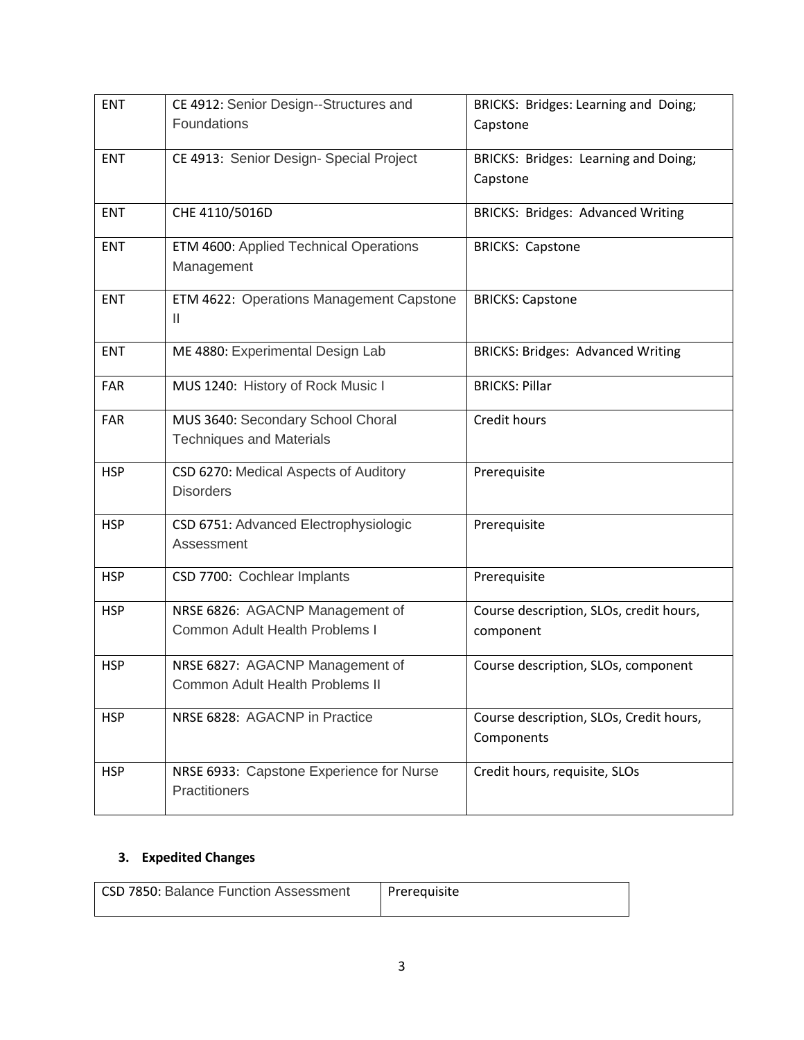| | | |
|---|---|---|
| ENT | CE 4912: Senior Design--Structures and Foundations | BRICKS: Bridges: Learning and Doing; Capstone |
| ENT | CE 4913: Senior Design- Special Project | BRICKS: Bridges: Learning and Doing; Capstone |
| ENT | CHE 4110/5016D | BRICKS: Bridges: Advanced Writing |
| ENT | ETM 4600: Applied Technical Operations Management | BRICKS: Capstone |
| ENT | ETM 4622: Operations Management Capstone II | BRICKS: Capstone |
| ENT | ME 4880: Experimental Design Lab | BRICKS: Bridges: Advanced Writing |
| FAR | MUS 1240: History of Rock Music I | BRICKS: Pillar |
| FAR | MUS 3640: Secondary School Choral Techniques and Materials | Credit hours |
| HSP | CSD 6270: Medical Aspects of Auditory Disorders | Prerequisite |
| HSP | CSD 6751: Advanced Electrophysiologic Assessment | Prerequisite |
| HSP | CSD 7700: Cochlear Implants | Prerequisite |
| HSP | NRSE 6826: AGACNP Management of Common Adult Health Problems I | Course description, SLOs, credit hours, component |
| HSP | NRSE 6827: AGACNP Management of Common Adult Health Problems II | Course description, SLOs, component |
| HSP | NRSE 6828: AGACNP in Practice | Course description, SLOs, Credit hours, Components |
| HSP | NRSE 6933: Capstone Experience for Nurse Practitioners | Credit hours, requisite, SLOs |

**3. Expedited Changes**

| | |
|---|---|
| CSD 7850: Balance Function Assessment | Prerequisite |